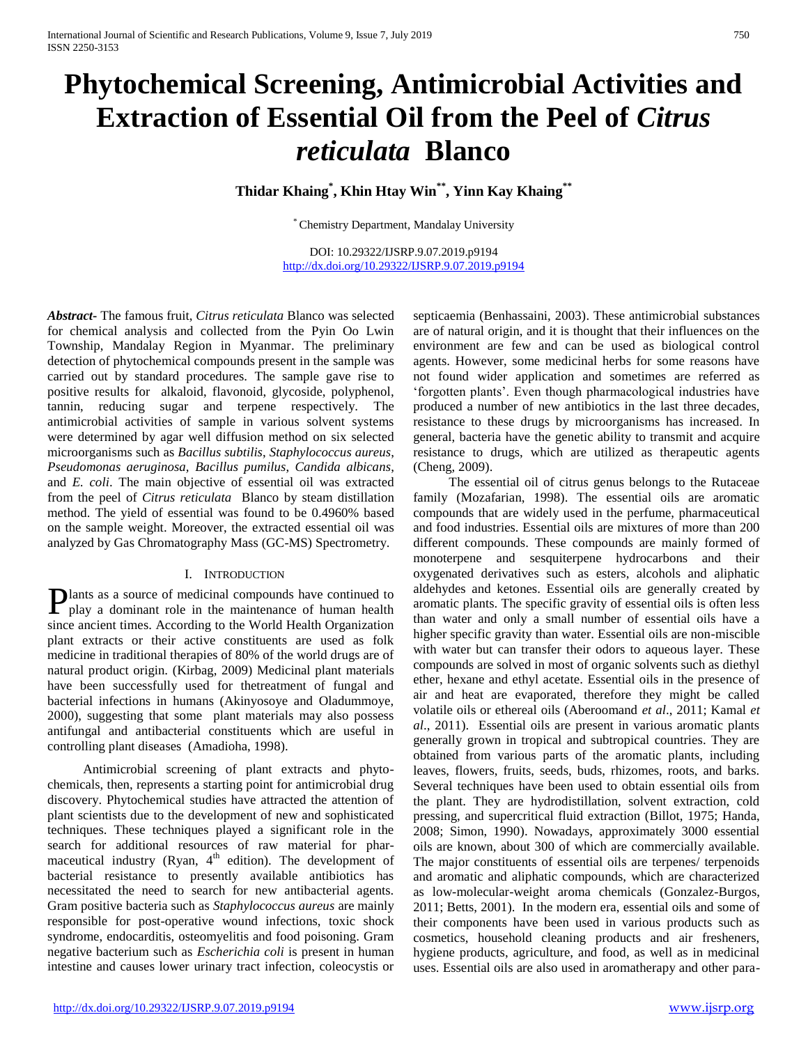# Phytochemical Screening, Antimicrobial Activities and Extraction of Essential Oil from the Peel of *Citrus reticulata* Blanco

**Thidar Khaing[*], Khin Htay Win[**], Yinn Kay Khaing[**]**

[*] Chemistry Department, Mandalay University

DOI: 10.29322/IJSRP.9.07.2019.p9194
http://dx.doi.org/10.29322/IJSRP.9.07.2019.p9194

***Abstract*-** The famous fruit, *Citrus reticulata* Blanco was selected for chemical analysis and collected from the Pyin Oo Lwin Township, Mandalay Region in Myanmar. The preliminary detection of phytochemical compounds present in the sample was carried out by standard procedures. The sample gave rise to positive results for alkaloid, flavonoid, glycoside, polyphenol, tannin, reducing sugar and terpene respectively. The antimicrobial activities of sample in various solvent systems were determined by agar well diffusion method on six selected microorganisms such as *Bacillus subtilis*, *Staphylococcus aureus*, *Pseudomonas aeruginosa*, *Bacillus pumilus*, *Candida albicans*, and *E. coli*. The main objective of essential oil was extracted from the peel of *Citrus reticulata* Blanco by steam distillation method. The yield of essential was found to be 0.4960% based on the sample weight. Moreover, the extracted essential oil was analyzed by Gas Chromatography Mass (GC-MS) Spectrometry.

## I. Introduction

Plants as a source of medicinal compounds have continued to play a dominant role in the maintenance of human health since ancient times. According to the World Health Organization plant extracts or their active constituents are used as folk medicine in traditional therapies of 80% of the world drugs are of natural product origin. (Kirbag, 2009) Medicinal plant materials have been successfully used for thetreatment of fungal and bacterial infections in humans (Akinyosoye and Oladummoye, 2000), suggesting that some plant materials may also possess antifungal and antibacterial constituents which are useful in controlling plant diseases (Amadioha, 1998).

Antimicrobial screening of plant extracts and phyto-chemicals, then, represents a starting point for antimicrobial drug discovery. Phytochemical studies have attracted the attention of plant scientists due to the development of new and sophisticated techniques. These techniques played a significant role in the search for additional resources of raw material for pharmaceutical industry (Ryan, 4th edition). The development of bacterial resistance to presently available antibiotics has necessitated the need to search for new antibacterial agents. Gram positive bacteria such as *Staphylococcus aureus* are mainly responsible for post-operative wound infections, toxic shock syndrome, endocarditis, osteomyelitis and food poisoning. Gram negative bacterium such as *Escherichia coli* is present in human intestine and causes lower urinary tract infection, coleocystis or septicaemia (Benhassaini, 2003). These antimicrobial substances are of natural origin, and it is thought that their influences on the environment are few and can be used as biological control agents. However, some medicinal herbs for some reasons have not found wider application and sometimes are referred as 'forgotten plants'. Even though pharmacological industries have produced a number of new antibiotics in the last three decades, resistance to these drugs by microorganisms has increased. In general, bacteria have the genetic ability to transmit and acquire resistance to drugs, which are utilized as therapeutic agents (Cheng, 2009).

The essential oil of citrus genus belongs to the Rutaceae family (Mozafarian, 1998). The essential oils are aromatic compounds that are widely used in the perfume, pharmaceutical and food industries. Essential oils are mixtures of more than 200 different compounds. These compounds are mainly formed of monoterpene and sesquiterpene hydrocarbons and their oxygenated derivatives such as esters, alcohols and aliphatic aldehydes and ketones. Essential oils are generally created by aromatic plants. The specific gravity of essential oils is often less than water and only a small number of essential oils have a higher specific gravity than water. Essential oils are non-miscible with water but can transfer their odors to aqueous layer. These compounds are solved in most of organic solvents such as diethyl ether, hexane and ethyl acetate. Essential oils in the presence of air and heat are evaporated, therefore they might be called volatile oils or ethereal oils (Aberoomand *et al*., 2011; Kamal *et al*., 2011). Essential oils are present in various aromatic plants generally grown in tropical and subtropical countries. They are obtained from various parts of the aromatic plants, including leaves, flowers, fruits, seeds, buds, rhizomes, roots, and barks. Several techniques have been used to obtain essential oils from the plant. They are hydrodistillation, solvent extraction, cold pressing, and supercritical fluid extraction (Billot, 1975; Handa, 2008; Simon, 1990). Nowadays, approximately 3000 essential oils are known, about 300 of which are commercially available. The major constituents of essential oils are terpenes/ terpenoids and aromatic and aliphatic compounds, which are characterized as low-molecular-weight aroma chemicals (Gonzalez-Burgos, 2011; Betts, 2001). In the modern era, essential oils and some of their components have been used in various products such as cosmetics, household cleaning products and air fresheners, hygiene products, agriculture, and food, as well as in medicinal uses. Essential oils are also used in aromatherapy and other para-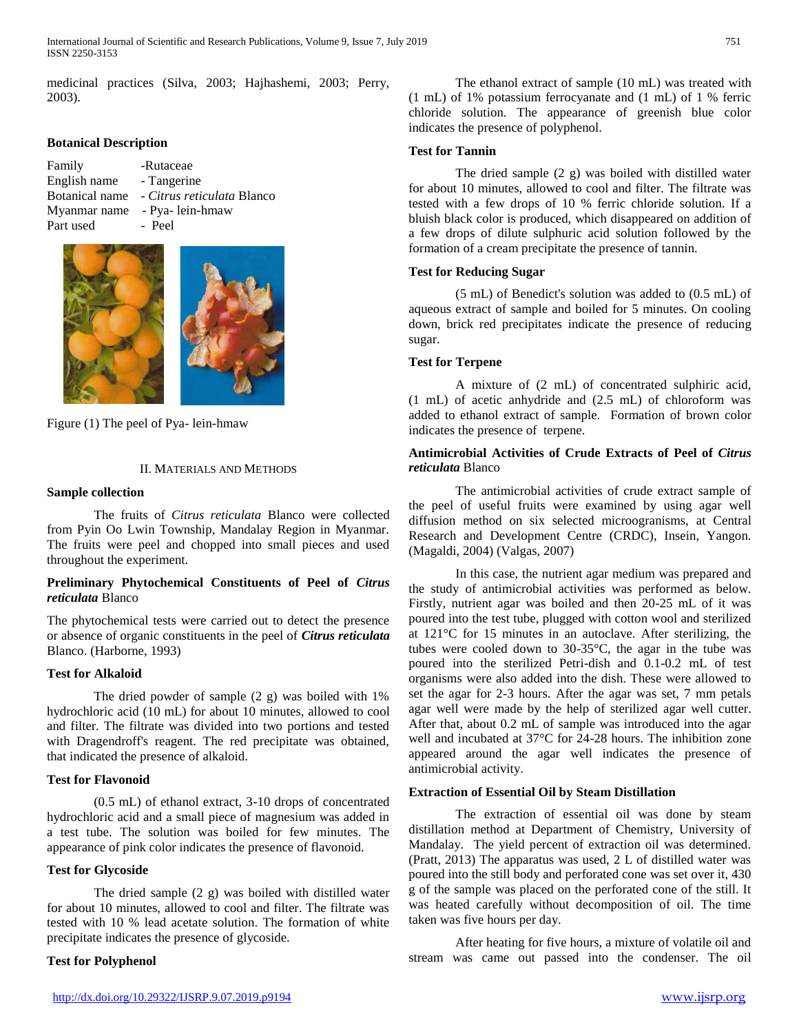medicinal practices (Silva, 2003; Hajhashemi, 2003; Perry, 2003).

### Botanical Description

Family -Rutaceae
English name - Tangerine
Botanical name - *Citrus reticulata* Blanco
Myanmar name - Pya- lein-hmaw
Part used - Peel

Figure (1) The peel of Pya- lein-hmaw

## II. Materials and Methods

### Sample collection

The fruits of *Citrus reticulata* Blanco were collected from Pyin Oo Lwin Township, Mandalay Region in Myanmar. The fruits were peel and chopped into small pieces and used throughout the experiment.

### Preliminary Phytochemical Constituents of Peel of *Citrus reticulata* Blanco

The phytochemical tests were carried out to detect the presence or absence of organic constituents in the peel of ***Citrus reticulata*** Blanco. (Harborne, 1993)

### Test for Alkaloid

The dried powder of sample (2 g) was boiled with 1% hydrochloric acid (10 mL) for about 10 minutes, allowed to cool and filter. The filtrate was divided into two portions and tested with Dragendroff's reagent. The red precipitate was obtained, that indicated the presence of alkaloid.

### Test for Flavonoid

(0.5 mL) of ethanol extract, 3-10 drops of concentrated hydrochloric acid and a small piece of magnesium was added in a test tube. The solution was boiled for few minutes. The appearance of pink color indicates the presence of flavonoid.

### Test for Glycoside

The dried sample (2 g) was boiled with distilled water for about 10 minutes, allowed to cool and filter. The filtrate was tested with 10 % lead acetate solution. The formation of white precipitate indicates the presence of glycoside.

### Test for Polyphenol

The ethanol extract of sample (10 mL) was treated with (1 mL) of 1% potassium ferrocyanate and (1 mL) of 1 % ferric chloride solution. The appearance of greenish blue color indicates the presence of polyphenol.

### Test for Tannin

The dried sample (2 g) was boiled with distilled water for about 10 minutes, allowed to cool and filter. The filtrate was tested with a few drops of 10 % ferric chloride solution. If a bluish black color is produced, which disappeared on addition of a few drops of dilute sulphuric acid solution followed by the formation of a cream precipitate the presence of tannin.

### Test for Reducing Sugar

(5 mL) of Benedict's solution was added to (0.5 mL) of aqueous extract of sample and boiled for 5 minutes. On cooling down, brick red precipitates indicate the presence of reducing sugar.

### Test for Terpene

A mixture of (2 mL) of concentrated sulphiric acid, (1 mL) of acetic anhydride and (2.5 mL) of chloroform was added to ethanol extract of sample. Formation of brown color indicates the presence of terpene.

### Antimicrobial Activities of Crude Extracts of Peel of *Citrus reticulata* Blanco

The antimicrobial activities of crude extract sample of the peel of useful fruits were examined by using agar well diffusion method on six selected microogranisms, at Central Research and Development Centre (CRDC), Insein, Yangon. (Magaldi, 2004) (Valgas, 2007)

In this case, the nutrient agar medium was prepared and the study of antimicrobial activities was performed as below. Firstly, nutrient agar was boiled and then 20-25 mL of it was poured into the test tube, plugged with cotton wool and sterilized at 121°C for 15 minutes in an autoclave. After sterilizing, the tubes were cooled down to 30-35°C, the agar in the tube was poured into the sterilized Petri-dish and 0.1-0.2 mL of test organisms were also added into the dish. These were allowed to set the agar for 2-3 hours. After the agar was set, 7 mm petals agar well were made by the help of sterilized agar well cutter. After that, about 0.2 mL of sample was introduced into the agar well and incubated at 37°C for 24-28 hours. The inhibition zone appeared around the agar well indicates the presence of antimicrobial activity.

### Extraction of Essential Oil by Steam Distillation

The extraction of essential oil was done by steam distillation method at Department of Chemistry, University of Mandalay. The yield percent of extraction oil was determined. (Pratt, 2013) The apparatus was used, 2 L of distilled water was poured into the still body and perforated cone was set over it, 430 g of the sample was placed on the perforated cone of the still. It was heated carefully without decomposition of oil. The time taken was five hours per day.

After heating for five hours, a mixture of volatile oil and stream was came out passed into the condenser. The oil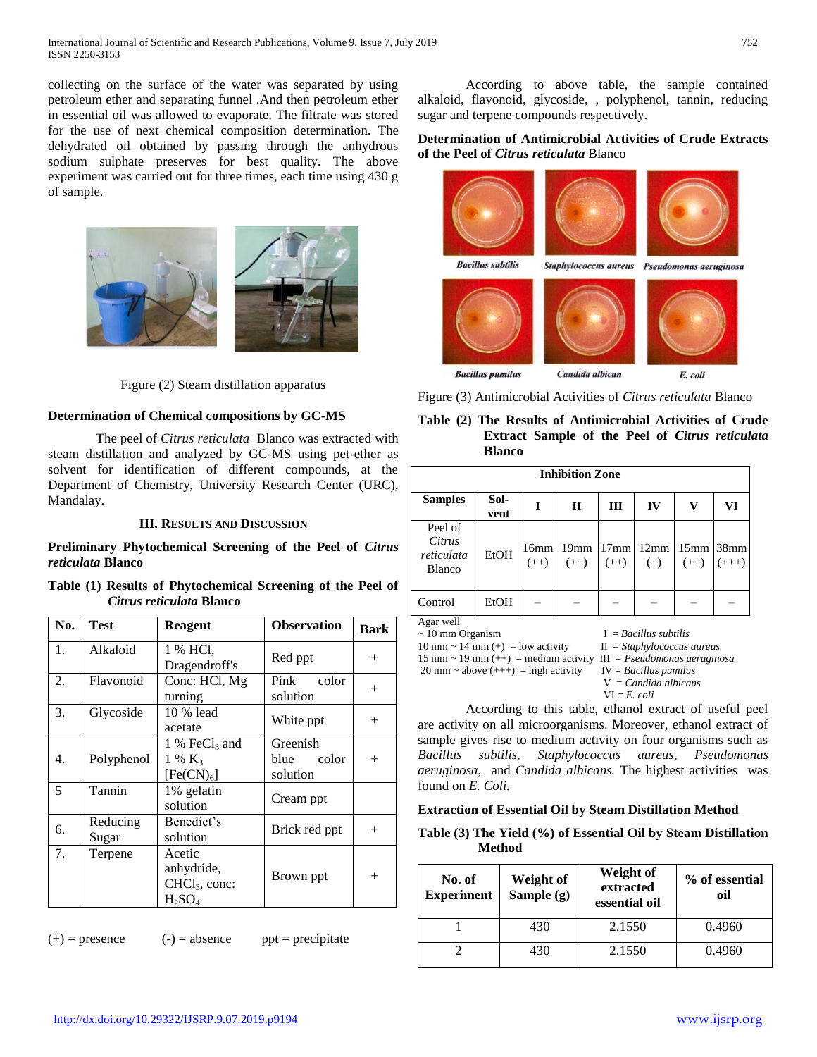collecting on the surface of the water was separated by using petroleum ether and separating funnel .And then petroleum ether in essential oil was allowed to evaporate. The filtrate was stored for the use of next chemical composition determination. The dehydrated oil obtained by passing through the anhydrous sodium sulphate preserves for best quality. The above experiment was carried out for three times, each time using 430 g of sample.

Figure (2) Steam distillation apparatus

### Determination of Chemical compositions by GC-MS

The peel of *Citrus reticulata* Blanco was extracted with steam distillation and analyzed by GC-MS using pet-ether as solvent for identification of different compounds, at the Department of Chemistry, University Research Center (URC), Mandalay.

## III. Results and Discussion

### Preliminary Phytochemical Screening of the Peel of *Citrus reticulata* Blanco

**Table (1) Results of Phytochemical Screening of the Peel of *Citrus reticulata* Blanco**

| No. | Test | Reagent | Observation | Bark |
|---|---|---|---|---|
| 1. | Alkaloid | 1 % HCl, Dragendroff's | Red ppt | + |
| 2. | Flavonoid | Conc: HCl, Mg turning | Pink color solution | + |
| 3. | Glycoside | 10 % lead acetate | White ppt | + |
| 4. | Polyphenol | 1 % $FeCl_3$ and 1 % $K_3[Fe(CN)_6]$ | Greenish blue color solution | + |
| 5 | Tannin | 1% gelatin solution | Cream ppt | |
| 6. | Reducing Sugar | Benedict's solution | Brick red ppt | + |
| 7. | Terpene | Acetic anhydride, $CHCl_3$, conc: $H_2SO_4$ | Brown ppt | + |

(+) = presence (-) = absence ppt = precipitate

According to above table, the sample contained alkaloid, flavonoid, glycoside, , polyphenol, tannin, reducing sugar and terpene compounds respectively.

### Determination of Antimicrobial Activities of Crude Extracts of the Peel of *Citrus reticulata* Blanco

*Bacillus subtilis* | *Staphylococcus aureus* | *Pseudomonas aeruginosa* | *Bacillus pumilus* | *Candida albican* | *E. coli*

Figure (3) Antimicrobial Activities of *Citrus reticulata* Blanco

**Table (2) The Results of Antimicrobial Activities of Crude Extract Sample of the Peel of *Citrus reticulata* Blanco**

| Samples | Solvent | I | II | III | IV | V | VI |
|---|---|---|---|---|---|---|---|
| | | Inhibition Zone | | | | | |
| Peel of *Citrus reticulata* Blanco | EtOH | 16mm (++) | 19mm (++) | 17mm (++) | 12mm (+) | 15mm (++) | 38mm (+++) |
| Control | EtOH | – | – | – | – | – | – |

Agar well
~ 10 mm Organism
10 mm ~ 14 mm (+) = low activity
15 mm ~ 19 mm (++) = medium activity
20 mm ~ above (+++) = high activity

I = *Bacillus subtilis*
II = *Staphylococcus aureus*
III = *Pseudomonas aeruginosa*
IV = *Bacillus pumilus*
V = *Candida albicans*
VI = *E. coli*

According to this table, ethanol extract of useful peel are activity on all microorganisms. Moreover, ethanol extract of sample gives rise to medium activity on four organisms such as *Bacillus subtilis*, *Staphylococcus aureus*, *Pseudomonas aeruginosa*, and *Candida albicans.* The highest activities was found on *E. Coli.*

### Extraction of Essential Oil by Steam Distillation Method

**Table (3) The Yield (%) of Essential Oil by Steam Distillation Method**

| No. of Experiment | Weight of Sample (g) | Weight of extracted essential oil | % of essential oil |
|---|---|---|---|
| 1 | 430 | 2.1550 | 0.4960 |
| 2 | 430 | 2.1550 | 0.4960 |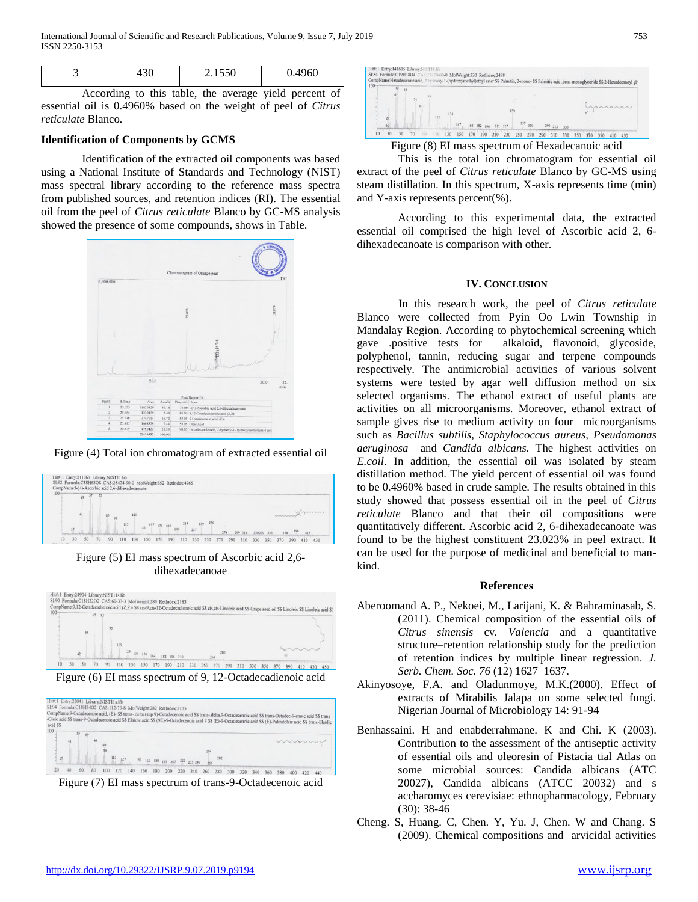| 3 | 430 | 2.1550 | 0.4960 |
|---|---|---|---|

According to this table, the average yield percent of essential oil is 0.4960% based on the weight of peel of *Citrus reticulate* Blanco.

**Identification of Components by GCMS**

Identification of the extracted oil components was based using a National Institute of Standards and Technology (NIST) mass spectral library according to the reference mass spectra from published sources, and retention indices (RI). The essential oil from the peel of *Citrus reticulate* Blanco by GC-MS analysis showed the presence of some compounds, shows in Table.

Figure (4) Total ion chromatogram of extracted essential oil

Figure (5) EI mass spectrum of Ascorbic acid 2,6-dihexadecanoae

Figure (6) EI mass spectrum of 9, 12-Octadecadienoic acid

Figure (7) EI mass spectrum of trans-9-Octadecenoic acid

Figure (8) EI mass spectrum of Hexadecanoic acid

This is the total ion chromatogram for essential oil extract of the peel of *Citrus reticulate* Blanco by GC-MS using steam distillation. In this spectrum, X-axis represents time (min) and Y-axis represents percent(%).

According to this experimental data, the extracted essential oil comprised the high level of Ascorbic acid 2, 6-dihexadecanoate is comparison with other.

## IV. Conclusion

In this research work, the peel of *Citrus reticulate* Blanco were collected from Pyin Oo Lwin Township in Mandalay Region. According to phytochemical screening which gave .positive tests for alkaloid, flavonoid, glycoside, polyphenol, tannin, reducing sugar and terpene compounds respectively. The antimicrobial activities of various solvent systems were tested by agar well diffusion method on six selected organisms. The ethanol extract of useful plants are activities on all microorganisms. Moreover, ethanol extract of sample gives rise to medium activity on four microorganisms such as *Bacillus subtilis, Staphylococcus aureus, Pseudomonas aeruginosa* and *Candida albicans.* The highest activities on *E.coil*. In addition, the essential oil was isolated by steam distillation method. The yield percent of essential oil was found to be 0.4960% based in crude sample. The results obtained in this study showed that possess essential oil in the peel of *Citrus reticulate* Blanco and that their oil compositions were quantitatively different. Ascorbic acid 2, 6-dihexadecanoate was found to be the highest constituent 23.023% in peel extract. It can be used for the purpose of medicinal and beneficial to man-kind.

## References

Aberoomand A. P., Nekoei, M., Larijani, K. & Bahraminasab, S. (2011). Chemical composition of the essential oils of *Citrus sinensis* cv. *Valencia* and a quantitative structure–retention relationship study for the prediction of retention indices by multiple linear regression. *J. Serb. Chem. Soc. 76* (12) 1627–1637.

Akinyosoye, F.A. and Oladunmoye, M.K.(2000). Effect of extracts of Mirabilis Jalapa on some selected fungi. Nigerian Journal of Microbiology 14: 91-94

Benhassaini. H and enabderrahmane. K and Chi. K (2003). Contribution to the assessment of the antiseptic activity of essential oils and oleoresin of Pistacia tial Atlas on some microbial sources: Candida albicans (ATC 20027), Candida albicans (ATCC 20032) and s accharomyces cerevisiae: ethnopharmacology, February (30): 38-46

Cheng. S, Huang. C, Chen. Y, Yu. J, Chen. W and Chang. S (2009). Chemical compositions and arvicidal activities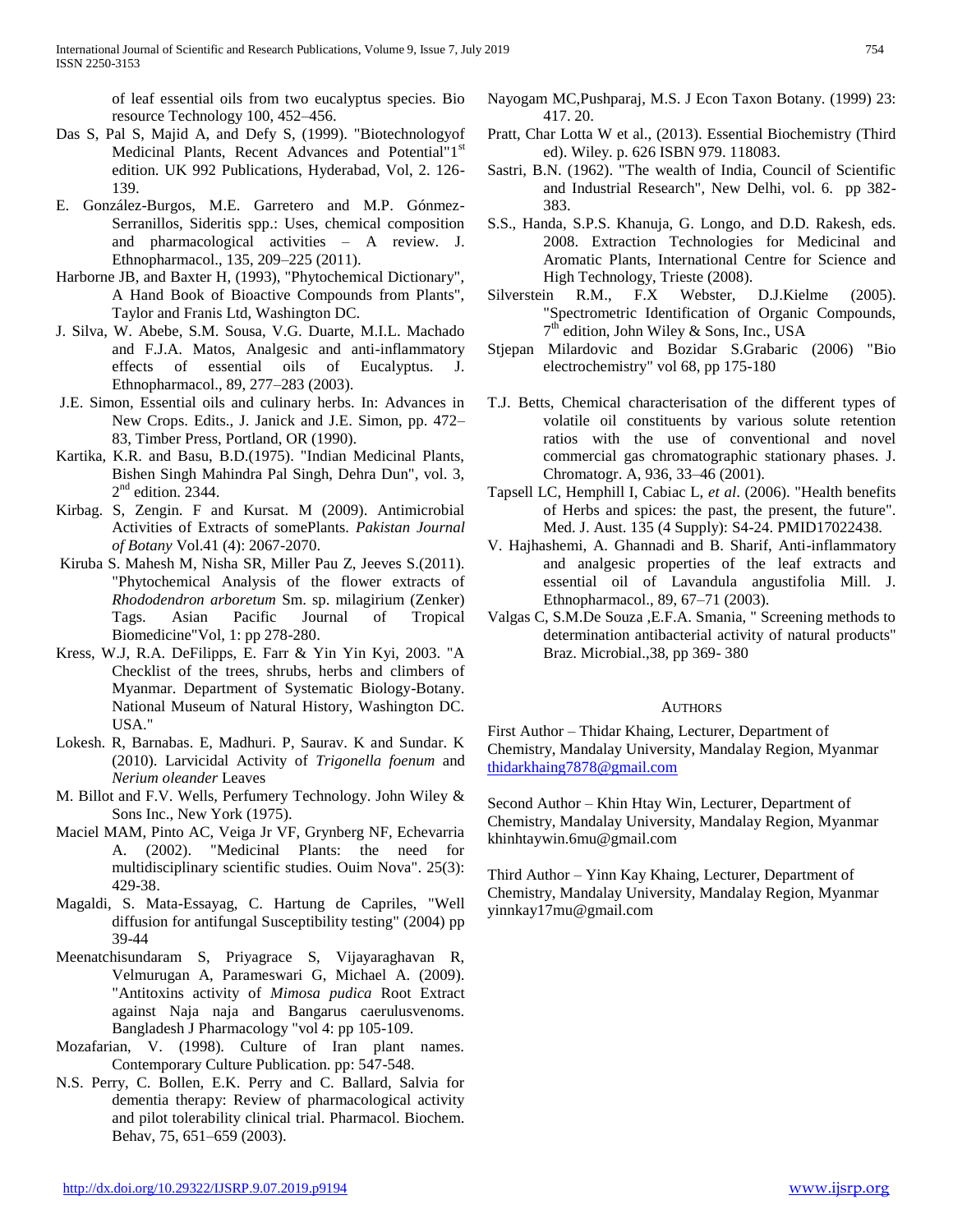of leaf essential oils from two eucalyptus species. Bio resource Technology 100, 452–456.

Das S, Pal S, Majid A, and Defy S, (1999). "Biotechnologyof Medicinal Plants, Recent Advances and Potential"1st edition. UK 992 Publications, Hyderabad, Vol, 2. 126-139.

E. González-Burgos, M.E. Garretero and M.P. Gónmez-Serranillos, Sideritis spp.: Uses, chemical composition and pharmacological activities – A review. J. Ethnopharmacol., 135, 209–225 (2011).

Harborne JB, and Baxter H, (1993), "Phytochemical Dictionary", A Hand Book of Bioactive Compounds from Plants", Taylor and Franis Ltd, Washington DC.

J. Silva, W. Abebe, S.M. Sousa, V.G. Duarte, M.I.L. Machado and F.J.A. Matos, Analgesic and anti-inflammatory effects of essential oils of Eucalyptus. J. Ethnopharmacol., 89, 277–283 (2003).

J.E. Simon, Essential oils and culinary herbs. In: Advances in New Crops. Edits., J. Janick and J.E. Simon, pp. 472–83, Timber Press, Portland, OR (1990).

Kartika, K.R. and Basu, B.D.(1975). "Indian Medicinal Plants, Bishen Singh Mahindra Pal Singh, Dehra Dun", vol. 3, 2nd edition. 2344.

Kirbag. S, Zengin. F and Kursat. M (2009). Antimicrobial Activities of Extracts of somePlants. *Pakistan Journal of Botany* Vol.41 (4): 2067-2070.

Kiruba S. Mahesh M, Nisha SR, Miller Pau Z, Jeeves S.(2011). "Phytochemical Analysis of the flower extracts of *Rhododendron arboretum* Sm. sp. milagirium (Zenker) Tags. Asian Pacific Journal of Tropical Biomedicine"Vol, 1: pp 278-280.

Kress, W.J, R.A. DeFilipps, E. Farr & Yin Yin Kyi, 2003. "A Checklist of the trees, shrubs, herbs and climbers of Myanmar. Department of Systematic Biology-Botany. National Museum of Natural History, Washington DC. USA."

Lokesh. R, Barnabas. E, Madhuri. P, Saurav. K and Sundar. K (2010). Larvicidal Activity of *Trigonella foenum* and *Nerium oleander* Leaves

M. Billot and F.V. Wells, Perfumery Technology. John Wiley & Sons Inc., New York (1975).

Maciel MAM, Pinto AC, Veiga Jr VF, Grynberg NF, Echevarria A. (2002). "Medicinal Plants: the need for multidisciplinary scientific studies. Ouim Nova". 25(3): 429-38.

Magaldi, S. Mata-Essayag, C. Hartung de Capriles, "Well diffusion for antifungal Susceptibility testing" (2004) pp 39-44

Meenatchisundaram S, Priyagrace S, Vijayaraghavan R, Velmurugan A, Parameswari G, Michael A. (2009). "Antitoxins activity of *Mimosa pudica* Root Extract against Naja naja and Bangarus caerulusvenoms. Bangladesh J Pharmacology "vol 4: pp 105-109.

Mozafarian, V. (1998). Culture of Iran plant names. Contemporary Culture Publication. pp: 547-548.

N.S. Perry, C. Bollen, E.K. Perry and C. Ballard, Salvia for dementia therapy: Review of pharmacological activity and pilot tolerability clinical trial. Pharmacol. Biochem. Behav, 75, 651–659 (2003).

Nayogam MC,Pushparaj, M.S. J Econ Taxon Botany. (1999) 23: 417. 20.

Pratt, Char Lotta W et al., (2013). Essential Biochemistry (Third ed). Wiley. p. 626 ISBN 979. 118083.

Sastri, B.N. (1962). "The wealth of India, Council of Scientific and Industrial Research", New Delhi, vol. 6. pp 382-383.

S.S., Handa, S.P.S. Khanuja, G. Longo, and D.D. Rakesh, eds. 2008. Extraction Technologies for Medicinal and Aromatic Plants, International Centre for Science and High Technology, Trieste (2008).

Silverstein R.M., F.X Webster, D.J.Kielme (2005). "Spectrometric Identification of Organic Compounds, 7th edition, John Wiley & Sons, Inc., USA

Stjepan Milardovic and Bozidar S.Grabaric (2006) "Bio electrochemistry" vol 68, pp 175-180

T.J. Betts, Chemical characterisation of the different types of volatile oil constituents by various solute retention ratios with the use of conventional and novel commercial gas chromatographic stationary phases. J. Chromatogr. A, 936, 33–46 (2001).

Tapsell LC, Hemphill I, Cabiac L, *et al*. (2006). "Health benefits of Herbs and spices: the past, the present, the future". Med. J. Aust. 135 (4 Supply): S4-24. PMID17022438.

V. Hajhashemi, A. Ghannadi and B. Sharif, Anti-inflammatory and analgesic properties of the leaf extracts and essential oil of Lavandula angustifolia Mill. J. Ethnopharmacol., 89, 67–71 (2003).

Valgas C, S.M.De Souza ,E.F.A. Smania, " Screening methods to determination antibacterial activity of natural products" Braz. Microbial.,38, pp 369- 380

## Authors

First Author – Thidar Khaing, Lecturer, Department of Chemistry, Mandalay University, Mandalay Region, Myanmar thidarkhaing7878@gmail.com

Second Author – Khin Htay Win, Lecturer, Department of Chemistry, Mandalay University, Mandalay Region, Myanmar khinhtaywin.6mu@gmail.com

Third Author – Yinn Kay Khaing, Lecturer, Department of Chemistry, Mandalay University, Mandalay Region, Myanmar yinnkay17mu@gmail.com